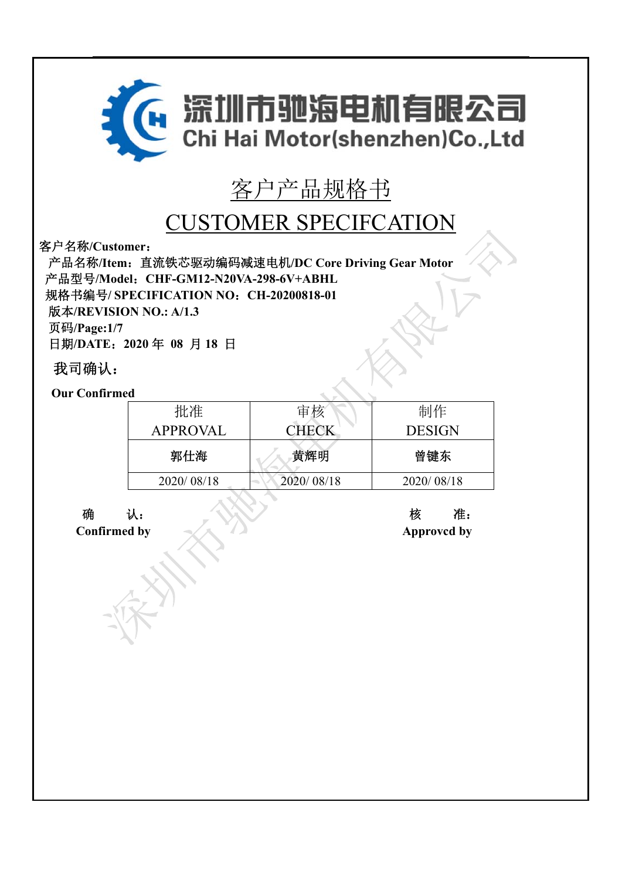深圳市驰海电机有限公司

Chi Hai Motor(shenzhen)Co.,Ltd

# 客户产品规格书

# CUSTOMER SPECIFCATION

**客户名称/Customer：**

**产品名称/Item：直流铁芯驱动编码减速电机/DC Core Driving Gear Motor**

**产品型号/Model：CHF-GM12-N20VA-298-6V+ABHL**

**规格书编号/ SPECIFICATION NO：CH-20200818-01**

**版本/REVISION NO.: A/1.3**

**页码/Page:1/7**

**日期/DATE：2020 年 08 月 18 日**

**我司确认：**

**Our Confirmed**

| 批准<br>APPROVAL | 审核<br>CHECK | 制作<br>DESIGN |
|---|---|---|
| 郭仕海 | 黄辉明 | 曾键东 |
| 2020/ 08/18 | 2020/ 08/18 | 2020/ 08/18 |

**确　认：**
**Confirmed by**

**核　准：**
**Approvcd by**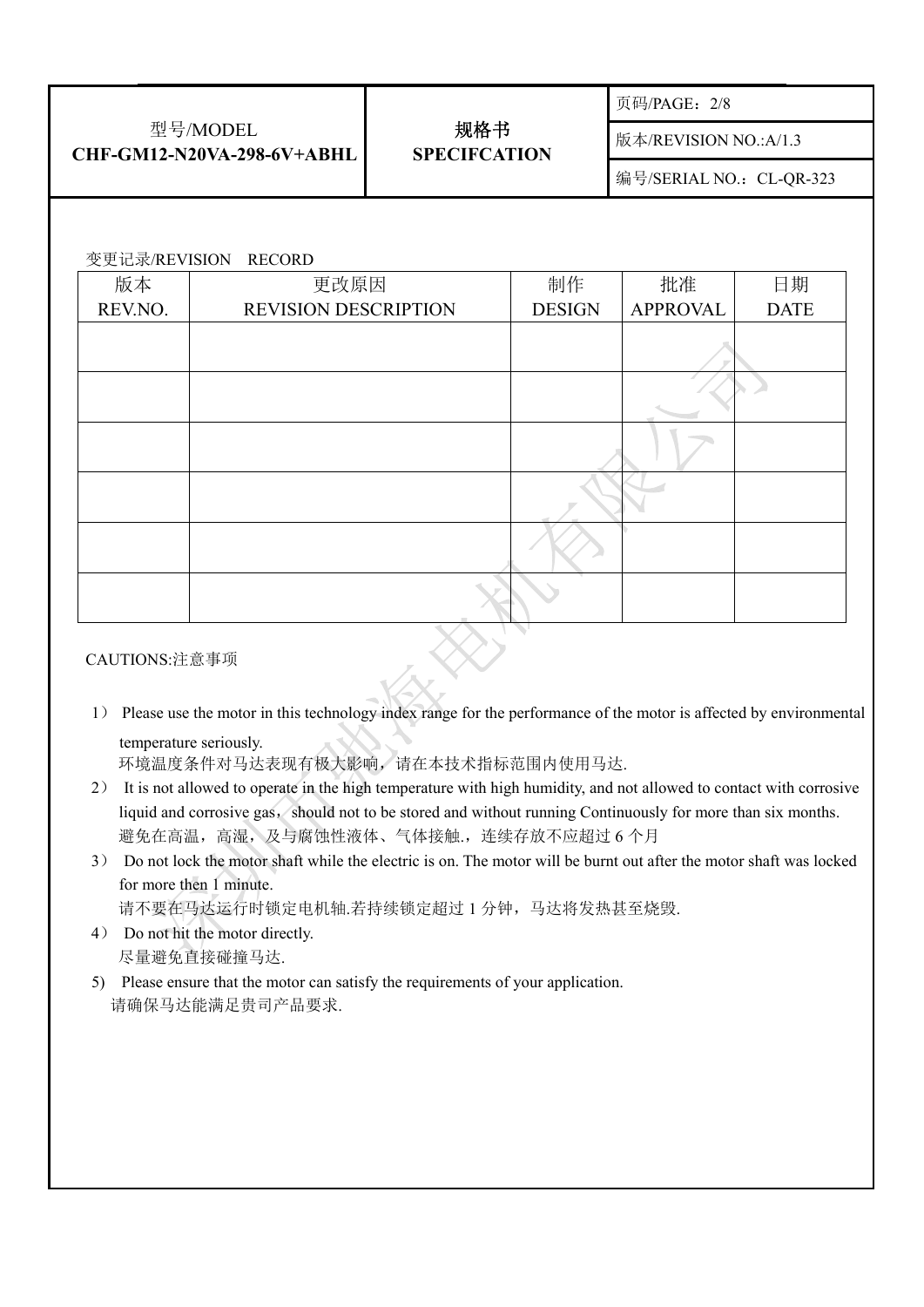| 型号/MODEL<br>CHF-GM12-N20VA-298-6V+ABHL | 规格书<br>SPECIFCATION | 页码/PAGE：2/8 |
|---|---|---|
| | | 版本/REVISION NO.:A/1.3 |
| | | 编号/SERIAL NO.：CL-QR-323 |

变更记录/REVISION RECORD

| 版本<br>REV.NO. | 更改原因<br>REVISION DESCRIPTION | 制作<br>DESIGN | 批准<br>APPROVAL | 日期<br>DATE |
|---|---|---|---|---|
| | | | | |
| | | | | |
| | | | | |
| | | | | |
| | | | | |
| | | | | |

CAUTIONS:注意事项

1） Please use the motor in this technology index range for the performance of the motor is affected by environmental temperature seriously.
环境温度条件对马达表现有极大影响，请在本技术指标范围内使用马达.

2） It is not allowed to operate in the high temperature with high humidity, and not allowed to contact with corrosive liquid and corrosive gas， should not to be stored and without running Continuously for more than six months.
避免在高温，高湿，及与腐蚀性液体、气体接触.，连续存放不应超过 6 个月

3） Do not lock the motor shaft while the electric is on. The motor will be burnt out after the motor shaft was locked for more then 1 minute.
请不要在马达运行时锁定电机轴.若持续锁定超过 1 分钟，马达将发热甚至烧毁.

4） Do not hit the motor directly.
尽量避免直接碰撞马达.

5) Please ensure that the motor can satisfy the requirements of your application.
请确保马达能满足贵司产品要求.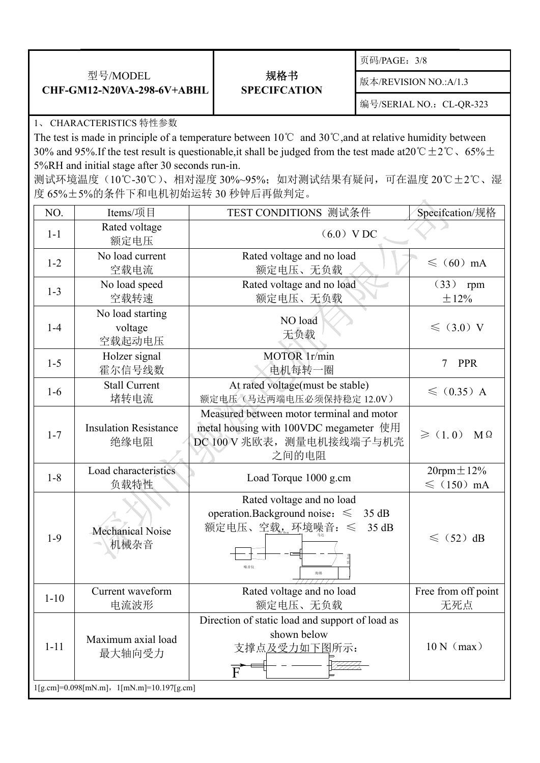| 型号/MODEL CHF-GM12-N20VA-298-6V+ABHL | 规格书 SPECIFCATION | 页码/PAGE：3/8 |
|---|---|---|
| | | 版本/REVISION NO.:A/1.3 |
| | | 编号/SERIAL NO.：CL-QR-323 |

1、 CHARACTERISTICS 特性参数

The test is made in principle of a temperature between 10℃ and 30℃,and at relative humidity between 30% and 95%.If the test result is questionable,it shall be judged from the test made at20℃±2℃、65%±5%RH and initial stage after 30 seconds run-in.

测试环境温度（10℃-30℃）、相对湿度 30%~95%；如对测试结果有疑问，可在温度 20℃±2℃、湿度 65%±5%的条件下和电机初始运转 30 秒钟后再做判定。

| NO. | Items/项目 | TEST CONDITIONS 测试条件 | Specifcation/规格 |
|---|---|---|---|
| 1-1 | Rated voltage 额定电压 | （6.0）V DC | |
| 1-2 | No load current 空载电流 | Rated voltage and no load 额定电压、无负载 | ≤（60）mA |
| 1-3 | No load speed 空载转速 | Rated voltage and no load 额定电压、无负载 | （33） rpm ±12% |
| 1-4 | No load starting voltage 空载起动电压 | NO load 无负载 | ≤（3.0）V |
| 1-5 | Holzer signal 霍尔信号线数 | MOTOR 1r/min 电机每转一圈 | 7 PPR |
| 1-6 | Stall Current 堵转电流 | At rated voltage(must be stable) 额定电压（马达两端电压必须保持稳定 12.0V） | ≤（0.35）A |
| 1-7 | Insulation Resistance 绝缘电阻 | Measured between motor terminal and motor metal housing with 100VDC megameter 使用 DC 100 V 兆欧表，测量电机接线端子与机壳之间的电阻 | ≥（1.0） MΩ |
| 1-8 | Load characteristics 负载特性 | Load Torque 1000 g.cm | 20rpm±12% ≤（150）mA |
| 1-9 | Mechanical Noise 机械杂音 | Rated voltage and no load operation.Background noise：≤ 35 dB 额定电压、空载，环境噪音：≤ 35 dB | ≤（52）dB |
| 1-10 | Current waveform 电流波形 | Rated voltage and no load 额定电压、无负载 | Free from off point 无死点 |
| 1-11 | Maximum axial load 最大轴向受力 | Direction of static load and support of load as shown below 支撑点及受力如下图所示： F | 10 N（max） |

1[g.cm]=0.098[mN.m]，1[mN.m]=10.197[g.cm]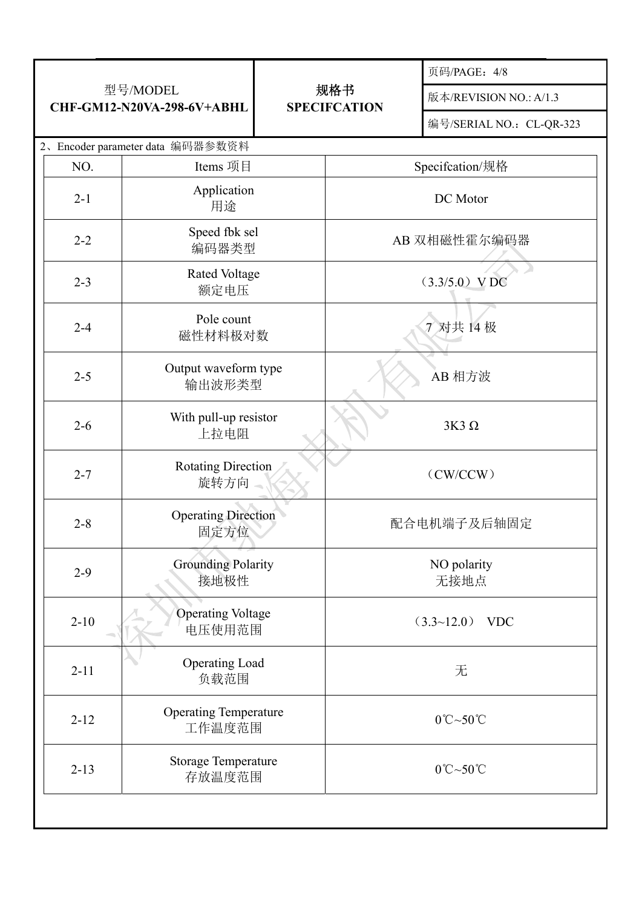| 型号/MODEL CHF-GM12-N20VA-298-6V+ABHL | 规格书 SPECIFCATION | 页码/PAGE：4/8 |
|---|---|---|
| | | 版本/REVISION NO.: A/1.3 |
| | | 编号/SERIAL NO.：CL-QR-323 |

2、Encoder parameter data 编码器参数资料

| NO. | Items 项目 | Specifcation/规格 |
|---|---|---|
| 2-1 | Application<br>用途 | DC Motor |
| 2-2 | Speed fbk sel<br>编码器类型 | AB 双相磁性霍尔编码器 |
| 2-3 | Rated Voltage<br>额定电压 | （3.3/5.0）V DC |
| 2-4 | Pole count<br>磁性材料极对数 | 7 对共 14 极 |
| 2-5 | Output waveform type<br>输出波形类型 | AB 相方波 |
| 2-6 | With pull-up resistor<br>上拉电阻 | 3K3 Ω |
| 2-7 | Rotating Direction<br>旋转方向 | （CW/CCW） |
| 2-8 | Operating Direction<br>固定方位 | 配合电机端子及后轴固定 |
| 2-9 | Grounding Polarity<br>接地极性 | NO polarity<br>无接地点 |
| 2-10 | Operating Voltage<br>电压使用范围 | （3.3~12.0） VDC |
| 2-11 | Operating Load<br>负载范围 | 无 |
| 2-12 | Operating Temperature<br>工作温度范围 | 0℃~50℃ |
| 2-13 | Storage Temperature<br>存放温度范围 | 0℃~50℃ |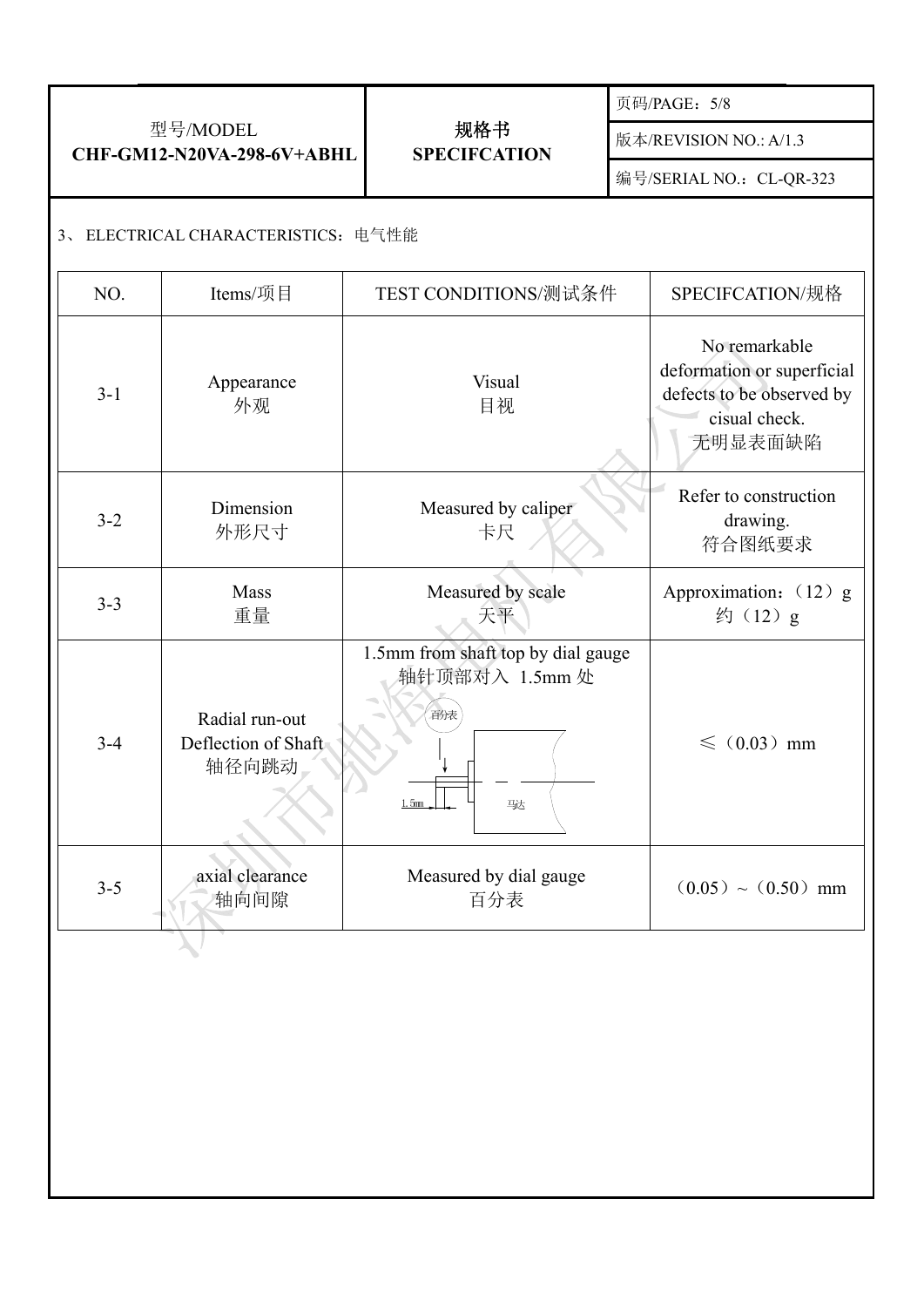| 型号/MODEL CHF-GM12-N20VA-298-6V+ABHL | 规格书 SPECIFCATION | 页码/PAGE：5/8 |
|---|---|---|
| | | 版本/REVISION NO.: A/1.3 |
| | | 编号/SERIAL NO.：CL-QR-323 |

3、 ELECTRICAL CHARACTERISTICS：电气性能

| NO. | Items/项目 | TEST CONDITIONS/测试条件 | SPECIFCATION/规格 |
|---|---|---|---|
| 3-1 | Appearance 外观 | Visual 目视 | No remarkable deformation or superficial defects to be observed by cisual check. 无明显表面缺陷 |
| 3-2 | Dimension 外形尺寸 | Measured by caliper 卡尺 | Refer to construction drawing. 符合图纸要求 |
| 3-3 | Mass 重量 | Measured by scale 天平 | Approximation：（12）g 约（12）g |
| 3-4 | Radial run-out Deflection of Shaft 轴径向跳动 | 1.5mm from shaft top by dial gauge 轴针顶部对入 1.5mm 处 (百分表, 1.5mm, 马达) | ≤（0.03）mm |
| 3-5 | axial clearance 轴向间隙 | Measured by dial gauge 百分表 | （0.05）~（0.50）mm |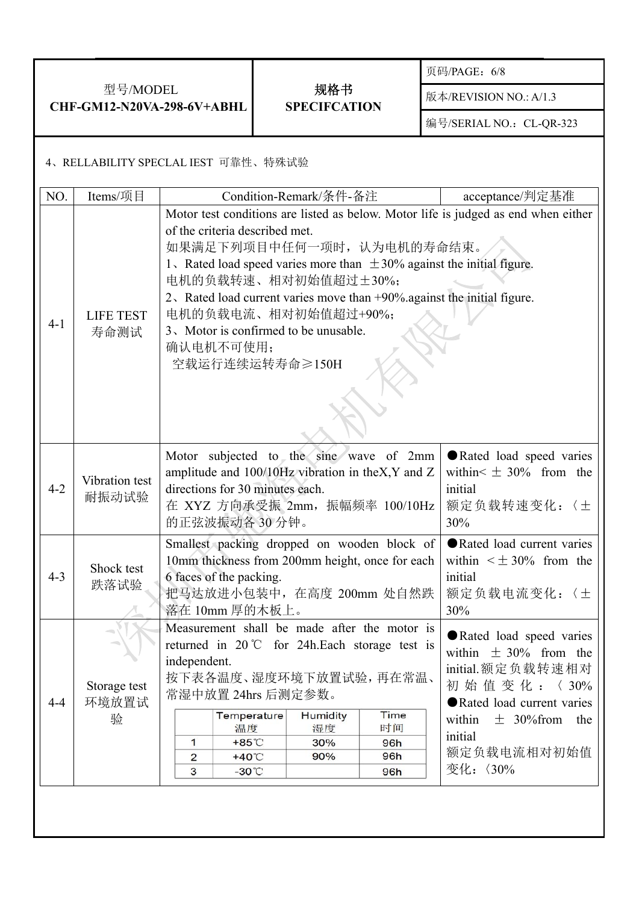| 型号/MODEL<br>CHF-GM12-N20VA-298-6V+ABHL | 规格书<br>SPECIFCATION | 页码/PAGE：6/8 |
|---|---|---|
| | | 版本/REVISION NO.: A/1.3 |
| | | 编号/SERIAL NO.：CL-QR-323 |

4、RELLABILITY SPECLAL IEST 可靠性、特殊试验

| NO. | Items/项目 | Condition-Remark/条件-备注 | acceptance/判定基准 |
|---|---|---|---|
| 4-1 | LIFE TEST<br>寿命测试 | Motor test conditions are listed as below. Motor life is judged as end when either of the criteria described met.<br>如果满足下列项目中任何一项时，认为电机的寿命结束。<br>1、Rated load speed varies more than ±30% against the initial figure.<br>电机的负载转速、相对初始值超过±30%；<br>2、Rated load current varies move than +90%.against the initial figure.<br>电机的负载电流、相对初始值超过+90%；<br>3、Motor is confirmed to be unusable.<br>确认电机不可使用；<br>空载运行连续运转寿命≥150H | |
| 4-2 | Vibration test<br>耐振动试验 | Motor subjected to the sine wave of 2mm amplitude and 100/10Hz vibration in theX,Y and Z directions for 30 minutes each.<br>在 XYZ 方向承受振 2mm，振幅频率 100/10Hz 的正弦波振动各 30 分钟。 | ●Rated load speed varies within< ± 30% from the initial<br>额定负载转速变化：〈±30% |
| 4-3 | Shock test<br>跌落试验 | Smallest packing dropped on wooden block of 10mm thickness from 200mm height, once for each 6 faces of the packing.<br>把马达放进小包装中，在高度 200mm 处自然跌落在 10mm 厚的木板上。 | ●Rated load current varies within <±30% from the initial<br>额定负载电流变化：〈±30% |
| 4-4 | Storage test<br>环境放置试验 | Measurement shall be made after the motor is returned in 20℃ for 24h.Each storage test is independent.<br>按下表各温度、湿度环境下放置试验，再在常温、常湿中放置 24hrs 后测定参数。<br><br>\| \| Temperature 温度 \| Humidity 湿度 \| Time 时间 \|<br>\| 1 \| +85℃ \| 30% \| 96h \|<br>\| 2 \| +40℃ \| 90% \| 96h \|<br>\| 3 \| -30℃ \| \| 96h \| | ●Rated load speed varies within ± 30% from the initial.额定负载转速相对初始值变化：〈 30%<br>●Rated load current varies within ± 30%from the initial<br>额定负载电流相对初始值变化：〈30% |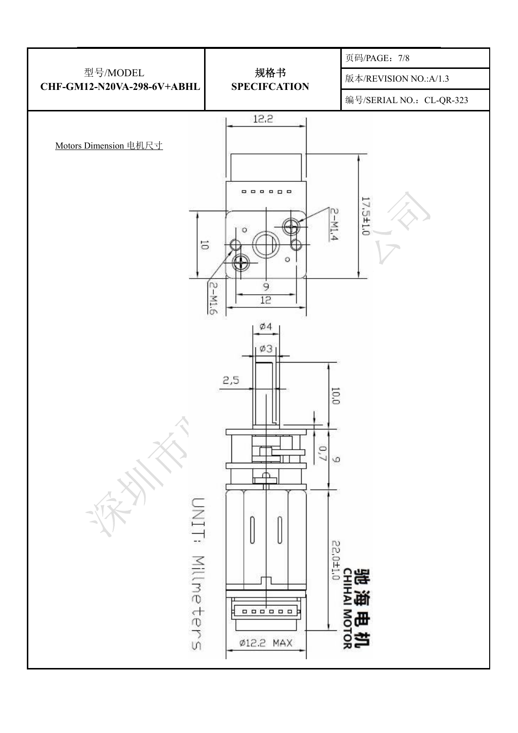| 型号/MODEL<br>**CHF-GM12-N20VA-298-6V+ABHL** | **规格书**<br>**SPECIFCATION** | 页码/PAGE：7/8 |
|---|---|---|
| | | 版本/REVISION NO.:A/1.3 |
| | | 编号/SERIAL NO.：CL-QR-323 |

Motors Dimension 电机尺寸

12.2

17.5±1.0

2-M1.4

10

9

12

2-M1.6

Ø4

Ø3

2,5

10.0

0,7

9

22.0±1.0

UNIT: Millimeters

Ø12.2 MAX

驰海电机
CHIHAI MOTOR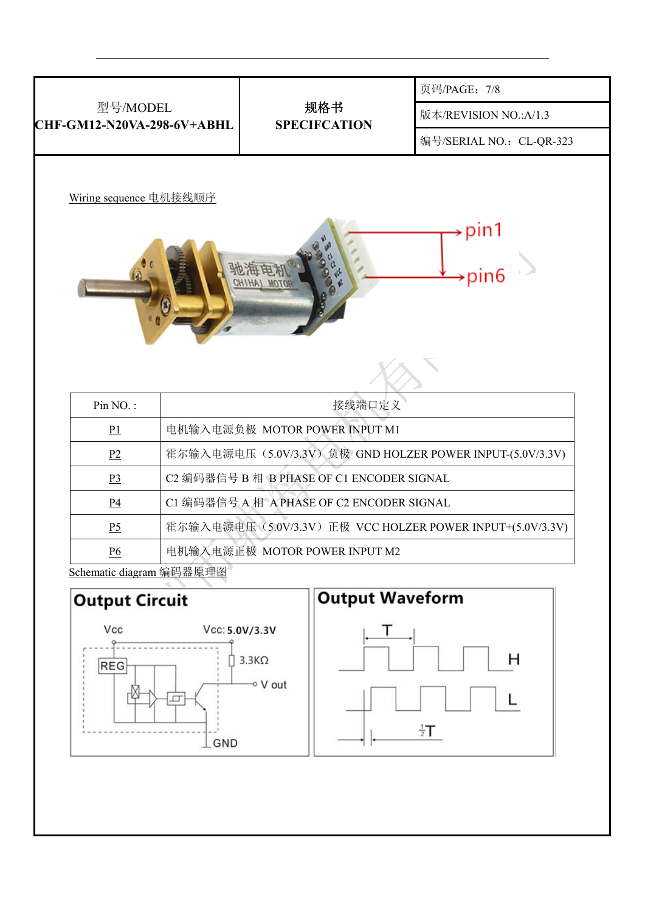| 型号/MODEL CHF-GM12-N20VA-298-6V+ABHL | 规格书 SPECIFCATION | 页码/PAGE：7/8 |
|---|---|---|
| | | 版本/REVISION NO.:A/1.3 |
| | | 编号/SERIAL NO.：CL-QR-323 |

Wiring sequence 电机接线顺序

pin1

pin6

| Pin NO. : | 接线端口定义 |
|---|---|
| P1 | 电机输入电源负极 MOTOR POWER INPUT M1 |
| P2 | 霍尔输入电源电压（5.0V/3.3V）负极 GND HOLZER POWER INPUT-(5.0V/3.3V) |
| P3 | C2 编码器信号 B 相 B PHASE OF C1 ENCODER SIGNAL |
| P4 | C1 编码器信号 A 相 A PHASE OF C2 ENCODER SIGNAL |
| P5 | 霍尔输入电源电压（5.0V/3.3V）正极 VCC HOLZER POWER INPUT+(5.0V/3.3V) |
| P6 | 电机输入电源正极 MOTOR POWER INPUT M2 |

Schematic diagram 编码器原理图

**Output Circuit**

Vcc　Vcc: 5.0V/3.3V

REG　3.3KΩ　V out

GND

**Output Waveform**

T

H

L

$\frac{1}{2}$T